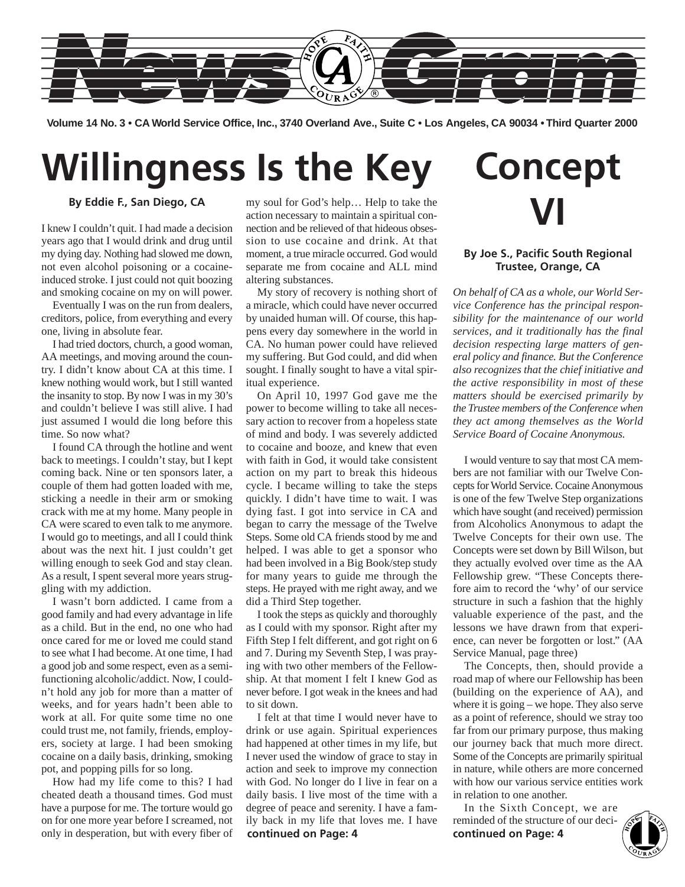# NewsGram

**Volume 14 No. 3 • CA World Service Office, Inc., 3740 Overland Ave., Suite C • Los Angeles, CA 90034 • Third Quarter 2000**

## Willingness Is the Key

**By Eddie F., San Diego, CA**

I knew I couldn't quit. I had made a decision years ago that I would drink and drug until my dying day. Nothing had slowed me down, not even alcohol poisoning or a cocaine-induced stroke. I just could not quit boozing and smoking cocaine on my on will power.

Eventually I was on the run from dealers, creditors, police, from everything and every one, living in absolute fear.

I had tried doctors, church, a good woman, AA meetings, and moving around the country. I didn't know about CA at this time. I knew nothing would work, but I still wanted the insanity to stop. By now I was in my 30's and couldn't believe I was still alive. I had just assumed I would die long before this time. So now what?

I found CA through the hotline and went back to meetings. I couldn't stay, but I kept coming back. Nine or ten sponsors later, a couple of them had gotten loaded with me, sticking a needle in their arm or smoking crack with me at my home. Many people in CA were scared to even talk to me anymore. I would go to meetings, and all I could think about was the next hit. I just couldn't get willing enough to seek God and stay clean. As a result, I spent several more years struggling with my addiction.

I wasn't born addicted. I came from a good family and had every advantage in life as a child. But in the end, no one who had once cared for me or loved me could stand to see what I had become. At one time, I had a good job and some respect, even as a semi-functioning alcoholic/addict. Now, I couldn't hold any job for more than a matter of weeks, and for years hadn't been able to work at all. For quite some time no one could trust me, not family, friends, employers, society at large. I had been smoking cocaine on a daily basis, drinking, smoking pot, and popping pills for so long.

How had my life come to this? I had cheated death a thousand times. God must have a purpose for me. The torture would go on for one more year before I screamed, not only in desperation, but with every fiber of my soul for God's help… Help to take the action necessary to maintain a spiritual connection and be relieved of that hideous obsession to use cocaine and drink. At that moment, a true miracle occurred. God would separate me from cocaine and ALL mind altering substances.

My story of recovery is nothing short of a miracle, which could have never occurred by unaided human will. Of course, this happens every day somewhere in the world in CA. No human power could have relieved my suffering. But God could, and did when sought. I finally sought to have a vital spiritual experience.

On April 10, 1997 God gave me the power to become willing to take all necessary action to recover from a hopeless state of mind and body. I was severely addicted to cocaine and booze, and knew that even with faith in God, it would take consistent action on my part to break this hideous cycle. I became willing to take the steps quickly. I didn't have time to wait. I was dying fast. I got into service in CA and began to carry the message of the Twelve Steps. Some old CA friends stood by me and helped. I was able to get a sponsor who had been involved in a Big Book/step study for many years to guide me through the steps. He prayed with me right away, and we did a Third Step together.

I took the steps as quickly and thoroughly as I could with my sponsor. Right after my Fifth Step I felt different, and got right on 6 and 7. During my Seventh Step, I was praying with two other members of the Fellowship. At that moment I felt I knew God as never before. I got weak in the knees and had to sit down.

I felt at that time I would never have to drink or use again. Spiritual experiences had happened at other times in my life, but I never used the window of grace to stay in action and seek to improve my connection with God. No longer do I live in fear on a daily basis. I live most of the time with a degree of peace and serenity. I have a family back in my life that loves me. I have

**continued on Page: 4**

## Concept VI

**By Joe S., Pacific South Regional Trustee, Orange, CA**

*On behalf of CA as a whole, our World Service Conference has the principal responsibility for the maintenance of our world services, and it traditionally has the final decision respecting large matters of general policy and finance. But the Conference also recognizes that the chief initiative and the active responsibility in most of these matters should be exercised primarily by the Trustee members of the Conference when they act among themselves as the World Service Board of Cocaine Anonymous.*

I would venture to say that most CA members are not familiar with our Twelve Concepts for World Service. Cocaine Anonymous is one of the few Twelve Step organizations which have sought (and received) permission from Alcoholics Anonymous to adapt the Twelve Concepts for their own use. The Concepts were set down by Bill Wilson, but they actually evolved over time as the AA Fellowship grew. "These Concepts therefore aim to record the 'why' of our service structure in such a fashion that the highly valuable experience of the past, and the lessons we have drawn from that experience, can never be forgotten or lost." (AA Service Manual, page three)

The Concepts, then, should provide a road map of where our Fellowship has been (building on the experience of AA), and where it is going – we hope. They also serve as a point of reference, should we stray too far from our primary purpose, thus making our journey back that much more direct. Some of the Concepts are primarily spiritual in nature, while others are more concerned with how our various service entities work in relation to one another.

In the Sixth Concept, we are reminded of the structure of our deci-

**continued on Page: 4**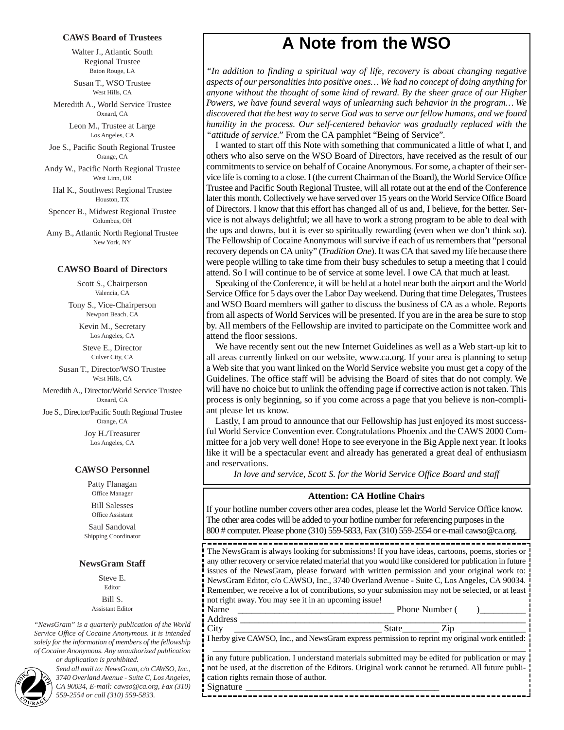### CAWS Board of Trustees

Walter J., Atlantic South Regional Trustee
Baton Rouge, LA

Susan T., WSO Trustee
West Hills, CA

Meredith A., World Service Trustee
Oxnard, CA

Leon M., Trustee at Large
Los Angeles, CA

Joe S., Pacific South Regional Trustee
Orange, CA

Andy W., Pacific North Regional Trustee
West Linn, OR

Hal K., Southwest Regional Trustee
Houston, TX

Spencer B., Midwest Regional Trustee
Columbus, OH

Amy B., Atlantic North Regional Trustee
New York, NY

### CAWSO Board of Directors

Scott S., Chairperson
Valencia, CA

Tony S., Vice-Chairperson
Newport Beach, CA

Kevin M., Secretary
Los Angeles, CA

Steve E., Director
Culver City, CA

Susan T., Director/WSO Trustee
West Hills, CA

Meredith A., Director/World Service Trustee
Oxnard, CA

Joe S., Director/Pacific South Regional Trustee
Orange, CA

Joy H./Treasurer
Los Angeles, CA

### CAWSO Personnel

Patty Flanagan
Office Manager

Bill Salesses
Office Assistant

Saul Sandoval
Shipping Coordinator

### NewsGram Staff

Steve E.
Editor

Bill S.
Assistant Editor

*"NewsGram" is a quarterly publication of the World Service Office of Cocaine Anonymous. It is intended solely for the information of members of the fellowship of Cocaine Anonymous. Any unauthorized publication or duplication is prohibited.*

*Send all mail to: NewsGram, c/o CAWSO, Inc., 3740 Overland Avenue - Suite C, Los Angeles, CA 90034, E-mail: cawso@ca.org, Fax (310) 559-2554 or call (310) 559-5833.*

# A Note from the WSO

*"In addition to finding a spiritual way of life, recovery is about changing negative aspects of our personalities into positive ones… We had no concept of doing anything for anyone without the thought of some kind of reward. By the sheer grace of our Higher Powers, we have found several ways of unlearning such behavior in the program… We discovered that the best way to serve God was to serve our fellow humans, and we found humility in the process. Our self-centered behavior was gradually replaced with the "attitude of service."* From the CA pamphlet "Being of Service".

I wanted to start off this Note with something that communicated a little of what I, and others who also serve on the WSO Board of Directors, have received as the result of our commitments to service on behalf of Cocaine Anonymous. For some, a chapter of their service life is coming to a close. I (the current Chairman of the Board), the World Service Office Trustee and Pacific South Regional Trustee, will all rotate out at the end of the Conference later this month. Collectively we have served over 15 years on the World Service Office Board of Directors. I know that this effort has changed all of us and, I believe, for the better. Service is not always delightful; we all have to work a strong program to be able to deal with the ups and downs, but it is ever so spiritually rewarding (even when we don't think so). The Fellowship of Cocaine Anonymous will survive if each of us remembers that "personal recovery depends on CA unity" (*Tradition One*). It was CA that saved my life because there were people willing to take time from their busy schedules to setup a meeting that I could attend. So I will continue to be of service at some level. I owe CA that much at least.

Speaking of the Conference, it will be held at a hotel near both the airport and the World Service Office for 5 days over the Labor Day weekend. During that time Delegates, Trustees and WSO Board members will gather to discuss the business of CA as a whole. Reports from all aspects of World Services will be presented. If you are in the area be sure to stop by. All members of the Fellowship are invited to participate on the Committee work and attend the floor sessions.

We have recently sent out the new Internet Guidelines as well as a Web start-up kit to all areas currently linked on our website, www.ca.org. If your area is planning to setup a Web site that you want linked on the World Service website you must get a copy of the Guidelines. The office staff will be advising the Board of sites that do not comply. We will have no choice but to unlink the offending page if corrective action is not taken. This process is only beginning, so if you come across a page that you believe is non-compliant please let us know.

Lastly, I am proud to announce that our Fellowship has just enjoyed its most successful World Service Convention ever. Congratulations Phoenix and the CAWS 2000 Committee for a job very well done! Hope to see everyone in the Big Apple next year. It looks like it will be a spectacular event and already has generated a great deal of enthusiasm and reservations.

*In love and service, Scott S. for the World Service Office Board and staff*

**Attention: CA Hotline Chairs**

If your hotline number covers other area codes, please let the World Service Office know. The other area codes will be added to your hotline number for referencing purposes in the 800 # computer. Please phone (310) 559-5833, Fax (310) 559-2554 or e-mail cawso@ca.org.

The NewsGram is always looking for submissions! If you have ideas, cartoons, poems, stories or any other recovery or service related material that you would like considered for publication in future issues of the NewsGram, please forward with written permission and your original work to: NewsGram Editor, c/o CAWSO, Inc., 3740 Overland Avenue - Suite C, Los Angeles, CA 90034. Remember, we receive a lot of contributions, so your submission may not be selected, or at least not right away. You may see it in an upcoming issue!

Name \_\_\_\_\_\_\_\_\_\_\_\_\_\_\_\_\_\_\_\_\_\_\_\_ Phone Number ( )\_\_\_\_\_\_\_\_\_\_

Address \_\_\_\_\_\_\_\_\_\_\_\_\_\_\_\_\_\_\_\_\_\_\_\_\_\_\_\_\_\_\_\_\_\_\_\_\_\_\_\_\_\_\_\_\_\_

City \_\_\_\_\_\_\_\_\_\_\_\_\_\_\_\_\_\_\_\_\_\_\_\_ State\_\_\_\_\_\_\_\_ Zip \_\_\_\_\_\_\_\_\_\_\_\_

I herby give CAWSO, Inc., and NewsGram express permission to reprint my original work entitled:

\_\_\_\_\_\_\_\_\_\_\_\_\_\_\_\_\_\_\_\_\_\_\_\_\_\_\_\_\_\_\_\_\_\_\_\_\_\_\_\_\_\_\_\_\_\_\_\_\_\_\_\_\_\_\_\_

in any future publication. I understand materials submitted may be edited for publication or may not be used, at the discretion of the Editors. Original work cannot be returned. All future publication rights remain those of author.

Signature \_\_\_\_\_\_\_\_\_\_\_\_\_\_\_\_\_\_\_\_\_\_\_\_\_\_\_\_\_\_\_\_\_\_\_\_\_\_\_\_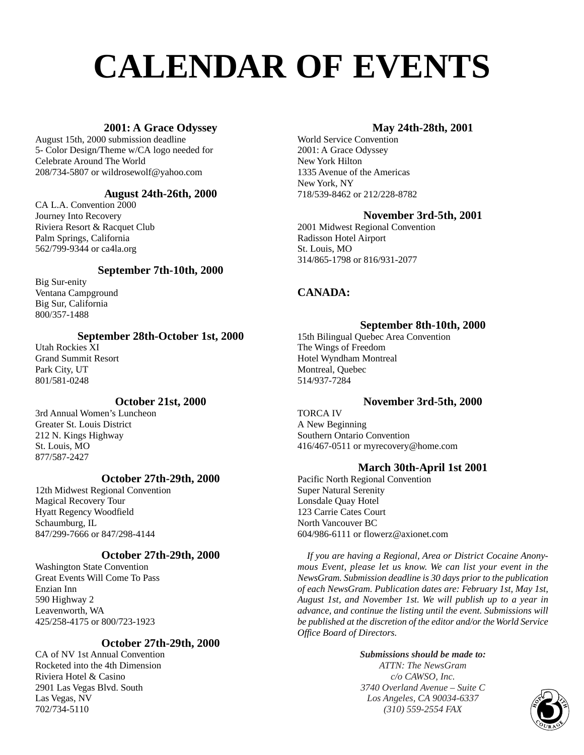# CALENDAR OF EVENTS

### 2001: A Grace Odyssey

August 15th, 2000 submission deadline
5- Color Design/Theme w/CA logo needed for
Celebrate Around The World
208/734-5807 or wildrosewolf@yahoo.com

### August 24th-26th, 2000

CA L.A. Convention 2000
Journey Into Recovery
Riviera Resort & Racquet Club
Palm Springs, California
562/799-9344 or ca4la.org

### September 7th-10th, 2000

Big Sur-enity
Ventana Campground
Big Sur, California
800/357-1488

### September 28th-October 1st, 2000

Utah Rockies XI
Grand Summit Resort
Park City, UT
801/581-0248

### October 21st, 2000

3rd Annual Women's Luncheon
Greater St. Louis District
212 N. Kings Highway
St. Louis, MO
877/587-2427

### October 27th-29th, 2000

12th Midwest Regional Convention
Magical Recovery Tour
Hyatt Regency Woodfield
Schaumburg, IL
847/299-7666 or 847/298-4144

### October 27th-29th, 2000

Washington State Convention
Great Events Will Come To Pass
Enzian Inn
590 Highway 2
Leavenworth, WA
425/258-4175 or 800/723-1923

### October 27th-29th, 2000

CA of NV 1st Annual Convention
Rocketed into the 4th Dimension
Riviera Hotel & Casino
2901 Las Vegas Blvd. South
Las Vegas, NV
702/734-5110

### May 24th-28th, 2001

World Service Convention
2001: A Grace Odyssey
New York Hilton
1335 Avenue of the Americas
New York, NY
718/539-8462 or 212/228-8782

### November 3rd-5th, 2001

2001 Midwest Regional Convention
Radisson Hotel Airport
St. Louis, MO
314/865-1798 or 816/931-2077

## CANADA:

### September 8th-10th, 2000

15th Bilingual Quebec Area Convention
The Wings of Freedom
Hotel Wyndham Montreal
Montreal, Quebec
514/937-7284

### November 3rd-5th, 2000

TORCA IV
A New Beginning
Southern Ontario Convention
416/467-0511 or myrecovery@home.com

### March 30th-April 1st 2001

Pacific North Regional Convention
Super Natural Serenity
Lonsdale Quay Hotel
123 Carrie Cates Court
North Vancouver BC
604/986-6111 or flowerz@axionet.com

*If you are having a Regional, Area or District Cocaine Anonymous Event, please let us know. We can list your event in the NewsGram. Submission deadline is 30 days prior to the publication of each NewsGram. Publication dates are: February 1st, May 1st, August 1st, and November 1st. We will publish up to a year in advance, and continue the listing until the event. Submissions will be published at the discretion of the editor and/or the World Service Office Board of Directors.*

***Submissions should be made to:***
*ATTN: The NewsGram*
*c/o CAWSO, Inc.*
*3740 Overland Avenue – Suite C*
*Los Angeles, CA 90034-6337*
*(310) 559-2554 FAX*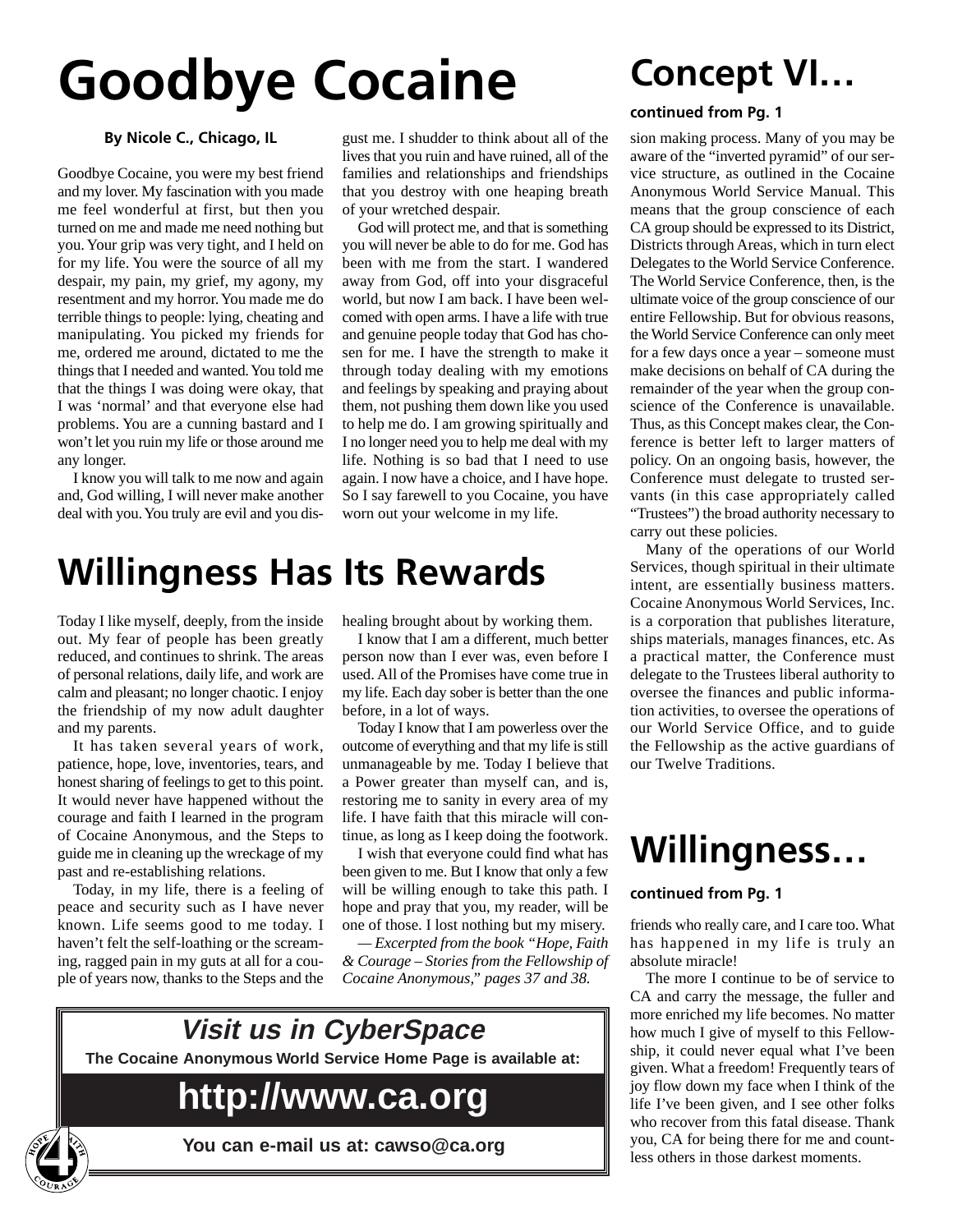# Goodbye Cocaine

**By Nicole C., Chicago, IL**

Goodbye Cocaine, you were my best friend and my lover. My fascination with you made me feel wonderful at first, but then you turned on me and made me need nothing but you. Your grip was very tight, and I held on for my life. You were the source of all my despair, my pain, my grief, my agony, my resentment and my horror. You made me do terrible things to people: lying, cheating and manipulating. You picked my friends for me, ordered me around, dictated to me the things that I needed and wanted. You told me that the things I was doing were okay, that I was 'normal' and that everyone else had problems. You are a cunning bastard and I won't let you ruin my life or those around me any longer.

I know you will talk to me now and again and, God willing, I will never make another deal with you. You truly are evil and you disgust me. I shudder to think about all of the lives that you ruin and have ruined, all of the families and relationships and friendships that you destroy with one heaping breath of your wretched despair.

God will protect me, and that is something you will never be able to do for me. God has been with me from the start. I wandered away from God, off into your disgraceful world, but now I am back. I have been welcomed with open arms. I have a life with true and genuine people today that God has chosen for me. I have the strength to make it through today dealing with my emotions and feelings by speaking and praying about them, not pushing them down like you used to help me do. I am growing spiritually and I no longer need you to help me deal with my life. Nothing is so bad that I need to use again. I now have a choice, and I have hope. So I say farewell to you Cocaine, you have worn out your welcome in my life.

# Willingness Has Its Rewards

Today I like myself, deeply, from the inside out. My fear of people has been greatly reduced, and continues to shrink. The areas of personal relations, daily life, and work are calm and pleasant; no longer chaotic. I enjoy the friendship of my now adult daughter and my parents.

It has taken several years of work, patience, hope, love, inventories, tears, and honest sharing of feelings to get to this point. It would never have happened without the courage and faith I learned in the program of Cocaine Anonymous, and the Steps to guide me in cleaning up the wreckage of my past and re-establishing relations.

Today, in my life, there is a feeling of peace and security such as I have never known. Life seems good to me today. I haven't felt the self-loathing or the screaming, ragged pain in my guts at all for a couple of years now, thanks to the Steps and the healing brought about by working them.

I know that I am a different, much better person now than I ever was, even before I used. All of the Promises have come true in my life. Each day sober is better than the one before, in a lot of ways.

Today I know that I am powerless over the outcome of everything and that my life is still unmanageable by me. Today I believe that a Power greater than myself can, and is, restoring me to sanity in every area of my life. I have faith that this miracle will continue, as long as I keep doing the footwork.

I wish that everyone could find what has been given to me. But I know that only a few will be willing enough to take this path. I hope and pray that you, my reader, will be one of those. I lost nothing but my misery.

*— Excerpted from the book "Hope, Faith & Courage – Stories from the Fellowship of Cocaine Anonymous," pages 37 and 38.*

## *Visit us in CyberSpace*

**The Cocaine Anonymous World Service Home Page is available at:**

## http://www.ca.org

**You can e-mail us at: cawso@ca.org**

# Concept VI…

**continued from Pg. 1**

sion making process. Many of you may be aware of the "inverted pyramid" of our service structure, as outlined in the Cocaine Anonymous World Service Manual. This means that the group conscience of each CA group should be expressed to its District, Districts through Areas, which in turn elect Delegates to the World Service Conference. The World Service Conference, then, is the ultimate voice of the group conscience of our entire Fellowship. But for obvious reasons, the World Service Conference can only meet for a few days once a year – someone must make decisions on behalf of CA during the remainder of the year when the group conscience of the Conference is unavailable. Thus, as this Concept makes clear, the Conference is better left to larger matters of policy. On an ongoing basis, however, the Conference must delegate to trusted servants (in this case appropriately called "Trustees") the broad authority necessary to carry out these policies.

Many of the operations of our World Services, though spiritual in their ultimate intent, are essentially business matters. Cocaine Anonymous World Services, Inc. is a corporation that publishes literature, ships materials, manages finances, etc. As a practical matter, the Conference must delegate to the Trustees liberal authority to oversee the finances and public information activities, to oversee the operations of our World Service Office, and to guide the Fellowship as the active guardians of our Twelve Traditions.

# Willingness…

**continued from Pg. 1**

friends who really care, and I care too. What has happened in my life is truly an absolute miracle!

The more I continue to be of service to CA and carry the message, the fuller and more enriched my life becomes. No matter how much I give of myself to this Fellowship, it could never equal what I've been given. What a freedom! Frequently tears of joy flow down my face when I think of the life I've been given, and I see other folks who recover from this fatal disease. Thank you, CA for being there for me and countless others in those darkest moments.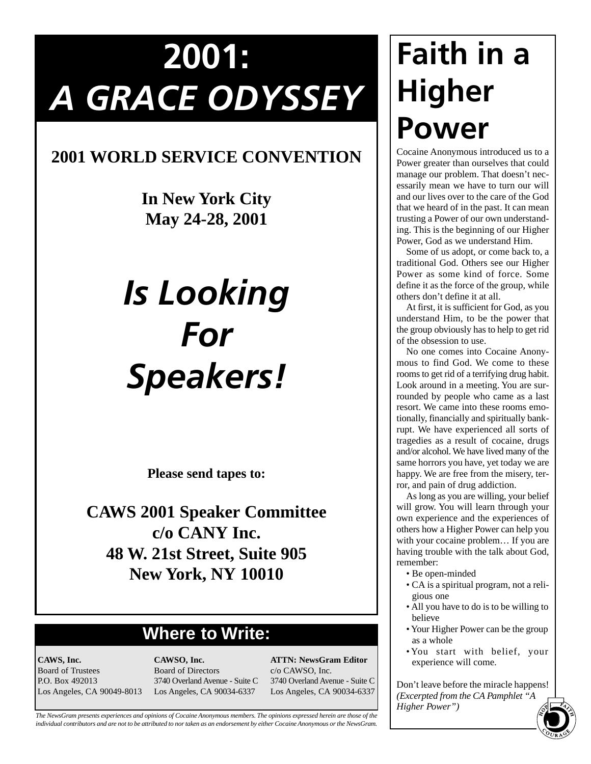# 2001: *A GRACE ODYSSEY*

**2001 WORLD SERVICE CONVENTION**

**In New York City**
**May 24-28, 2001**

## *Is Looking For Speakers!*

**Please send tapes to:**

**CAWS 2001 Speaker Committee**
**c/o CANY Inc.**
**48 W. 21st Street, Suite 905**
**New York, NY 10010**

## Where to Write:

**CAWS, Inc.**
Board of Trustees
P.O. Box 492013
Los Angeles, CA 90049-8013

**CAWSO, Inc.**
Board of Directors
3740 Overland Avenue - Suite C
Los Angeles, CA 90034-6337

**ATTN: NewsGram Editor**
c/o CAWSO, Inc.
3740 Overland Avenue - Suite C
Los Angeles, CA 90034-6337

*The NewsGram presents experiences and opinions of Cocaine Anonymous members. The opinions expressed herein are those of the individual contributors and are not to be attributed to nor taken as an endorsement by either Cocaine Anonymous or the NewsGram.*

# Faith in a Higher Power

Cocaine Anonymous introduced us to a Power greater than ourselves that could manage our problem. That doesn't necessarily mean we have to turn our will and our lives over to the care of the God that we heard of in the past. It can mean trusting a Power of our own understanding. This is the beginning of our Higher Power, God as we understand Him.

Some of us adopt, or come back to, a traditional God. Others see our Higher Power as some kind of force. Some define it as the force of the group, while others don't define it at all.

At first, it is sufficient for God, as you understand Him, to be the power that the group obviously has to help to get rid of the obsession to use.

No one comes into Cocaine Anonymous to find God. We come to these rooms to get rid of a terrifying drug habit. Look around in a meeting. You are surrounded by people who came as a last resort. We came into these rooms emotionally, financially and spiritually bankrupt. We have experienced all sorts of tragedies as a result of cocaine, drugs and/or alcohol. We have lived many of the same horrors you have, yet today we are happy. We are free from the misery, terror, and pain of drug addiction.

As long as you are willing, your belief will grow. You will learn through your own experience and the experiences of others how a Higher Power can help you with your cocaine problem… If you are having trouble with the talk about God, remember:

- Be open-minded
- CA is a spiritual program, not a religious one
- All you have to do is to be willing to believe
- Your Higher Power can be the group as a whole
- You start with belief, your experience will come.

Don't leave before the miracle happens!
*(Excerpted from the CA Pamphlet "A Higher Power")*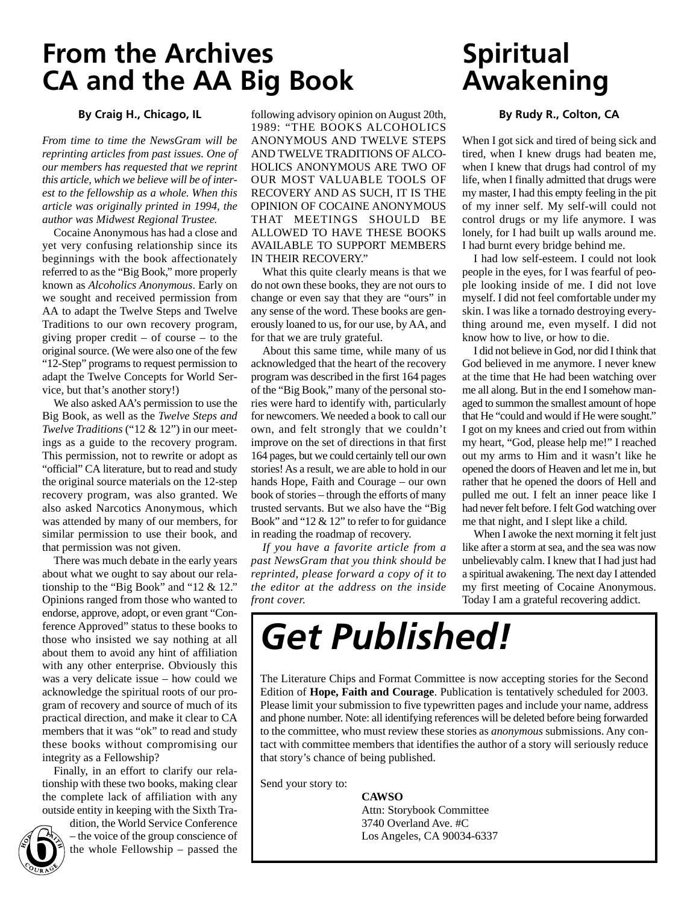# From the Archives
# CA and the AA Big Book

**By Craig H., Chicago, IL**

*From time to time the NewsGram will be reprinting articles from past issues. One of our members has requested that we reprint this article, which we believe will be of interest to the fellowship as a whole. When this article was originally printed in 1994, the author was Midwest Regional Trustee.*

Cocaine Anonymous has had a close and yet very confusing relationship since its beginnings with the book affectionately referred to as the "Big Book," more properly known as *Alcoholics Anonymous*. Early on we sought and received permission from AA to adapt the Twelve Steps and Twelve Traditions to our own recovery program, giving proper credit – of course – to the original source. (We were also one of the few "12-Step" programs to request permission to adapt the Twelve Concepts for World Service, but that's another story!)

We also asked AA's permission to use the Big Book, as well as the *Twelve Steps and Twelve Traditions* ("12 & 12") in our meetings as a guide to the recovery program. This permission, not to rewrite or adopt as "official" CA literature, but to read and study the original source materials on the 12-step recovery program, was also granted. We also asked Narcotics Anonymous, which was attended by many of our members, for similar permission to use their book, and that permission was not given.

There was much debate in the early years about what we ought to say about our relationship to the "Big Book" and "12 & 12." Opinions ranged from those who wanted to endorse, approve, adopt, or even grant "Conference Approved" status to these books to those who insisted we say nothing at all about them to avoid any hint of affiliation with any other enterprise. Obviously this was a very delicate issue – how could we acknowledge the spiritual roots of our program of recovery and source of much of its practical direction, and make it clear to CA members that it was "ok" to read and study these books without compromising our integrity as a Fellowship?

Finally, in an effort to clarify our relationship with these two books, making clear the complete lack of affiliation with any outside entity in keeping with the Sixth Tradition, the World Service Conference – the voice of the group conscience of the whole Fellowship – passed the following advisory opinion on August 20th, 1989: "THE BOOKS ALCOHOLICS ANONYMOUS AND TWELVE STEPS AND TWELVE TRADITIONS OF ALCOHOLICS ANONYMOUS ARE TWO OF OUR MOST VALUABLE TOOLS OF RECOVERY AND AS SUCH, IT IS THE OPINION OF COCAINE ANONYMOUS THAT MEETINGS SHOULD BE ALLOWED TO HAVE THESE BOOKS AVAILABLE TO SUPPORT MEMBERS IN THEIR RECOVERY."

What this quite clearly means is that we do not own these books, they are not ours to change or even say that they are "ours" in any sense of the word. These books are generously loaned to us, for our use, by AA, and for that we are truly grateful.

About this same time, while many of us acknowledged that the heart of the recovery program was described in the first 164 pages of the "Big Book," many of the personal stories were hard to identify with, particularly for newcomers. We needed a book to call our own, and felt strongly that we couldn't improve on the set of directions in that first 164 pages, but we could certainly tell our own stories! As a result, we are able to hold in our hands Hope, Faith and Courage – our own book of stories – through the efforts of many trusted servants. But we also have the "Big Book" and "12 & 12" to refer to for guidance in reading the roadmap of recovery.

*If you have a favorite article from a past NewsGram that you think should be reprinted, please forward a copy of it to the editor at the address on the inside front cover.*

# Spiritual Awakening

**By Rudy R., Colton, CA**

When I got sick and tired of being sick and tired, when I knew drugs had beaten me, when I knew that drugs had control of my life, when I finally admitted that drugs were my master, I had this empty feeling in the pit of my inner self. My self-will could not control drugs or my life anymore. I was lonely, for I had built up walls around me. I had burnt every bridge behind me.

I had low self-esteem. I could not look people in the eyes, for I was fearful of people looking inside of me. I did not love myself. I did not feel comfortable under my skin. I was like a tornado destroying everything around me, even myself. I did not know how to live, or how to die.

I did not believe in God, nor did I think that God believed in me anymore. I never knew at the time that He had been watching over me all along. But in the end I somehow managed to summon the smallest amount of hope that He "could and would if He were sought." I got on my knees and cried out from within my heart, "God, please help me!" I reached out my arms to Him and it wasn't like he opened the doors of Heaven and let me in, but rather that he opened the doors of Hell and pulled me out. I felt an inner peace like I had never felt before. I felt God watching over me that night, and I slept like a child.

When I awoke the next morning it felt just like after a storm at sea, and the sea was now unbelievably calm. I knew that I had just had a spiritual awakening. The next day I attended my first meeting of Cocaine Anonymous. Today I am a grateful recovering addict.

# *Get Published!*

The Literature Chips and Format Committee is now accepting stories for the Second Edition of **Hope, Faith and Courage**. Publication is tentatively scheduled for 2003. Please limit your submission to five typewritten pages and include your name, address and phone number. Note: all identifying references will be deleted before being forwarded to the committee, who must review these stories as *anonymous* submissions. Any contact with committee members that identifies the author of a story will seriously reduce that story's chance of being published.

Send your story to:

**CAWSO**
Attn: Storybook Committee
3740 Overland Ave. #C
Los Angeles, CA 90034-6337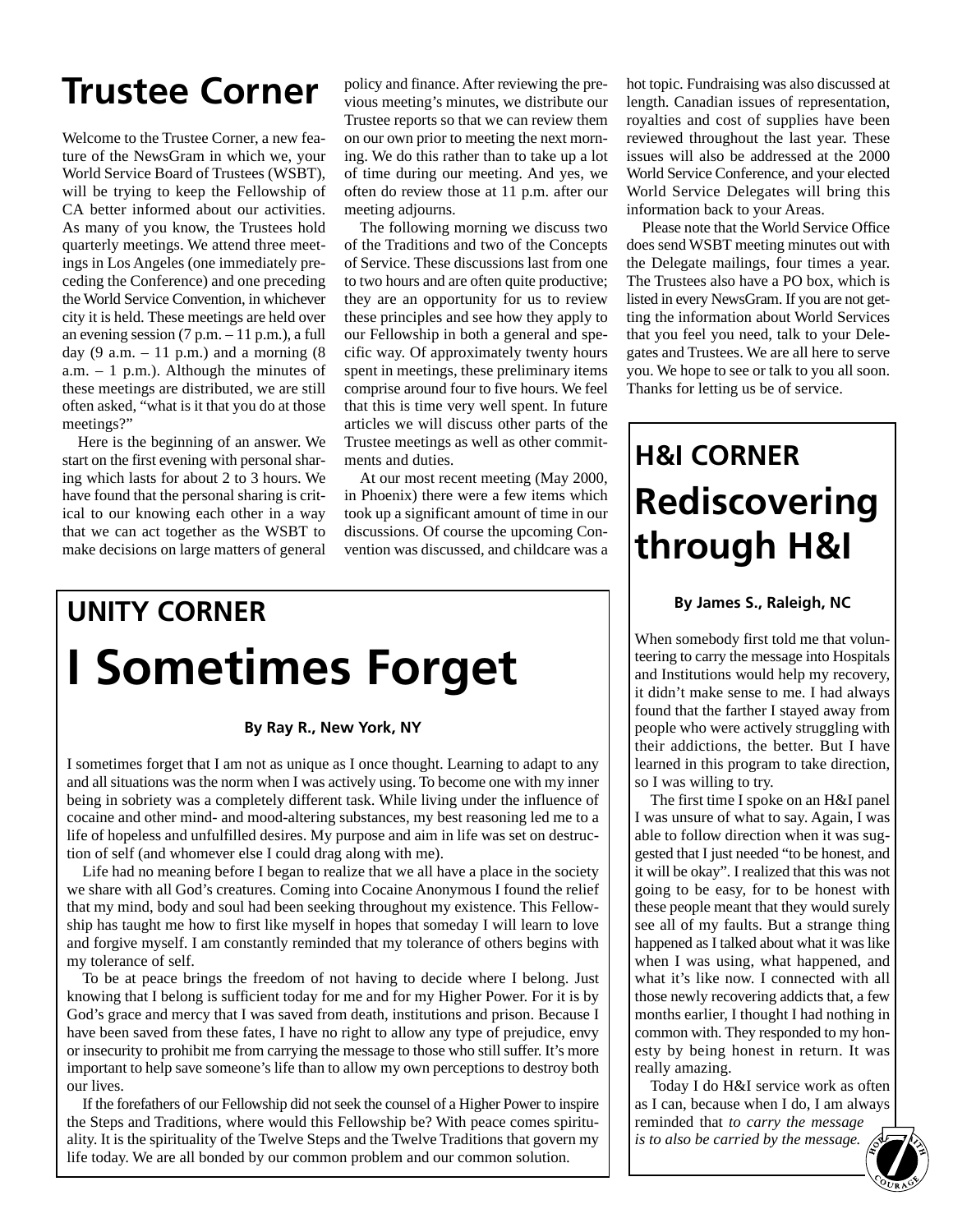# Trustee Corner

Welcome to the Trustee Corner, a new feature of the NewsGram in which we, your World Service Board of Trustees (WSBT), will be trying to keep the Fellowship of CA better informed about our activities. As many of you know, the Trustees hold quarterly meetings. We attend three meetings in Los Angeles (one immediately preceding the Conference) and one preceding the World Service Convention, in whichever city it is held. These meetings are held over an evening session (7 p.m. – 11 p.m.), a full day (9 a.m. – 11 p.m.) and a morning (8 a.m. – 1 p.m.). Although the minutes of these meetings are distributed, we are still often asked, "what is it that you do at those meetings?"

Here is the beginning of an answer. We start on the first evening with personal sharing which lasts for about 2 to 3 hours. We have found that the personal sharing is critical to our knowing each other in a way that we can act together as the WSBT to make decisions on large matters of general policy and finance. After reviewing the previous meeting's minutes, we distribute our Trustee reports so that we can review them on our own prior to meeting the next morning. We do this rather than to take up a lot of time during our meeting. And yes, we often do review those at 11 p.m. after our meeting adjourns.

The following morning we discuss two of the Traditions and two of the Concepts of Service. These discussions last from one to two hours and are often quite productive; they are an opportunity for us to review these principles and see how they apply to our Fellowship in both a general and specific way. Of approximately twenty hours spent in meetings, these preliminary items comprise around four to five hours. We feel that this is time very well spent. In future articles we will discuss other parts of the Trustee meetings as well as other commitments and duties.

At our most recent meeting (May 2000, in Phoenix) there were a few items which took up a significant amount of time in our discussions. Of course the upcoming Convention was discussed, and childcare was a hot topic. Fundraising was also discussed at length. Canadian issues of representation, royalties and cost of supplies have been reviewed throughout the last year. These issues will also be addressed at the 2000 World Service Conference, and your elected World Service Delegates will bring this information back to your Areas.

Please note that the World Service Office does send WSBT meeting minutes out with the Delegate mailings, four times a year. The Trustees also have a PO box, which is listed in every NewsGram. If you are not getting the information about World Services that you feel you need, talk to your Delegates and Trustees. We are all here to serve you. We hope to see or talk to you all soon. Thanks for letting us be of service.

## UNITY CORNER

# I Sometimes Forget

**By Ray R., New York, NY**

I sometimes forget that I am not as unique as I once thought. Learning to adapt to any and all situations was the norm when I was actively using. To become one with my inner being in sobriety was a completely different task. While living under the influence of cocaine and other mind- and mood-altering substances, my best reasoning led me to a life of hopeless and unfulfilled desires. My purpose and aim in life was set on destruction of self (and whomever else I could drag along with me).

Life had no meaning before I began to realize that we all have a place in the society we share with all God's creatures. Coming into Cocaine Anonymous I found the relief that my mind, body and soul had been seeking throughout my existence. This Fellowship has taught me how to first like myself in hopes that someday I will learn to love and forgive myself. I am constantly reminded that my tolerance of others begins with my tolerance of self.

To be at peace brings the freedom of not having to decide where I belong. Just knowing that I belong is sufficient today for me and for my Higher Power. For it is by God's grace and mercy that I was saved from death, institutions and prison. Because I have been saved from these fates, I have no right to allow any type of prejudice, envy or insecurity to prohibit me from carrying the message to those who still suffer. It's more important to help save someone's life than to allow my own perceptions to destroy both our lives.

If the forefathers of our Fellowship did not seek the counsel of a Higher Power to inspire the Steps and Traditions, where would this Fellowship be? With peace comes spirituality. It is the spirituality of the Twelve Steps and the Twelve Traditions that govern my life today. We are all bonded by our common problem and our common solution.

## H&I CORNER

# Rediscovering through H&I

**By James S., Raleigh, NC**

When somebody first told me that volunteering to carry the message into Hospitals and Institutions would help my recovery, it didn't make sense to me. I had always found that the farther I stayed away from people who were actively struggling with their addictions, the better. But I have learned in this program to take direction, so I was willing to try.

The first time I spoke on an H&I panel I was unsure of what to say. Again, I was able to follow direction when it was suggested that I just needed "to be honest, and it will be okay". I realized that this was not going to be easy, for to be honest with these people meant that they would surely see all of my faults. But a strange thing happened as I talked about what it was like when I was using, what happened, and what it's like now. I connected with all those newly recovering addicts that, a few months earlier, I thought I had nothing in common with. They responded to my honesty by being honest in return. It was really amazing.

Today I do H&I service work as often as I can, because when I do, I am always reminded that *to carry the message is to also be carried by the message.*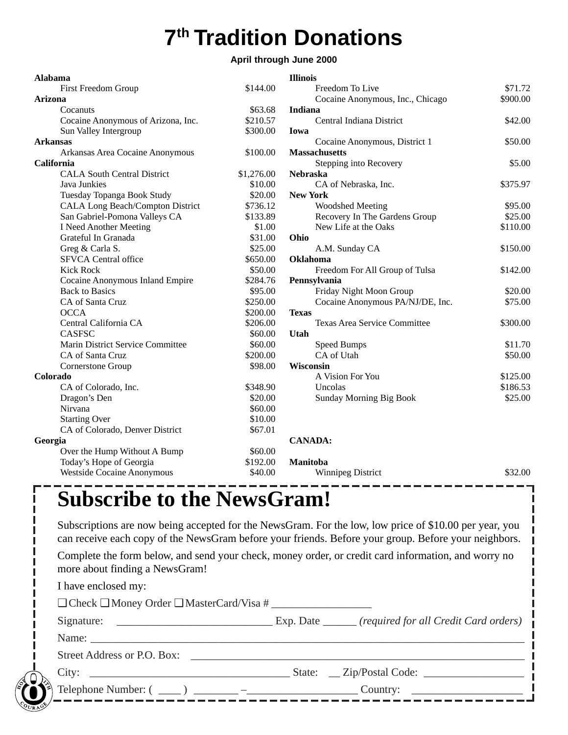# 7th Tradition Donations

**April through June 2000**

| | |
|---|---|
| **Alabama** | |
| First Freedom Group | $144.00 |
| **Arizona** | |
| Cocanuts | $63.68 |
| Cocaine Anonymous of Arizona, Inc. | $210.57 |
| Sun Valley Intergroup | $300.00 |
| **Arkansas** | |
| Arkansas Area Cocaine Anonymous | $100.00 |
| **California** | |
| CALA South Central District | $1,276.00 |
| Java Junkies | $10.00 |
| Tuesday Topanga Book Study | $20.00 |
| CALA Long Beach/Compton District | $736.12 |
| San Gabriel-Pomona Valleys CA | $133.89 |
| I Need Another Meeting | $1.00 |
| Grateful In Granada | $31.00 |
| Greg & Carla S. | $25.00 |
| SFVCA Central office | $650.00 |
| Kick Rock | $50.00 |
| Cocaine Anonymous Inland Empire | $284.76 |
| Back to Basics | $95.00 |
| CA of Santa Cruz | $250.00 |
| OCCA | $200.00 |
| Central California CA | $206.00 |
| CASFSC | $60.00 |
| Marin District Service Committee | $60.00 |
| CA of Santa Cruz | $200.00 |
| Cornerstone Group | $98.00 |
| **Colorado** | |
| CA of Colorado, Inc. | $348.90 |
| Dragon's Den | $20.00 |
| Nirvana | $60.00 |
| Starting Over | $10.00 |
| CA of Colorado, Denver District | $67.01 |
| **Georgia** | |
| Over the Hump Without A Bump | $60.00 |
| Today's Hope of Georgia | $192.00 |
| Westside Cocaine Anonymous | $40.00 |
| **Illinois** | |
| Freedom To Live | $71.72 |
| Cocaine Anonymous, Inc., Chicago | $900.00 |
| **Indiana** | |
| Central Indiana District | $42.00 |
| **Iowa** | |
| Cocaine Anonymous, District 1 | $50.00 |
| **Massachusetts** | |
| Stepping into Recovery | $5.00 |
| **Nebraska** | |
| CA of Nebraska, Inc. | $375.97 |
| **New York** | |
| Woodshed Meeting | $95.00 |
| Recovery In The Gardens Group | $25.00 |
| New Life at the Oaks | $110.00 |
| **Ohio** | |
| A.M. Sunday CA | $150.00 |
| **Oklahoma** | |
| Freedom For All Group of Tulsa | $142.00 |
| **Pennsylvania** | |
| Friday Night Moon Group | $20.00 |
| Cocaine Anonymous PA/NJ/DE, Inc. | $75.00 |
| **Texas** | |
| Texas Area Service Committee | $300.00 |
| **Utah** | |
| Speed Bumps | $11.70 |
| CA of Utah | $50.00 |
| **Wisconsin** | |
| A Vision For You | $125.00 |
| Uncolas | $186.53 |
| Sunday Morning Big Book | $25.00 |
| **CANADA:** | |
| **Manitoba** | |
| Winnipeg District | $32.00 |

## Subscribe to the NewsGram!

Subscriptions are now being accepted for the NewsGram. For the low, low price of $10.00 per year, you can receive each copy of the NewsGram before your friends. Before your group. Before your neighbors.

Complete the form below, and send your check, money order, or credit card information, and worry no more about finding a NewsGram!

I have enclosed my:

❑ Check ❑ Money Order ❑ MasterCard/Visa # ________________

Signature: __________________________ Exp. Date ______ *(required for all Credit Card orders)*

Name: ______________________________________________________________________

Street Address or P.O. Box: ____________________________________________________

City: _________________________________ State: __ Zip/Postal Code: ________________

Telephone Number: ( ____ ) _______ –__________________ Country: __________________